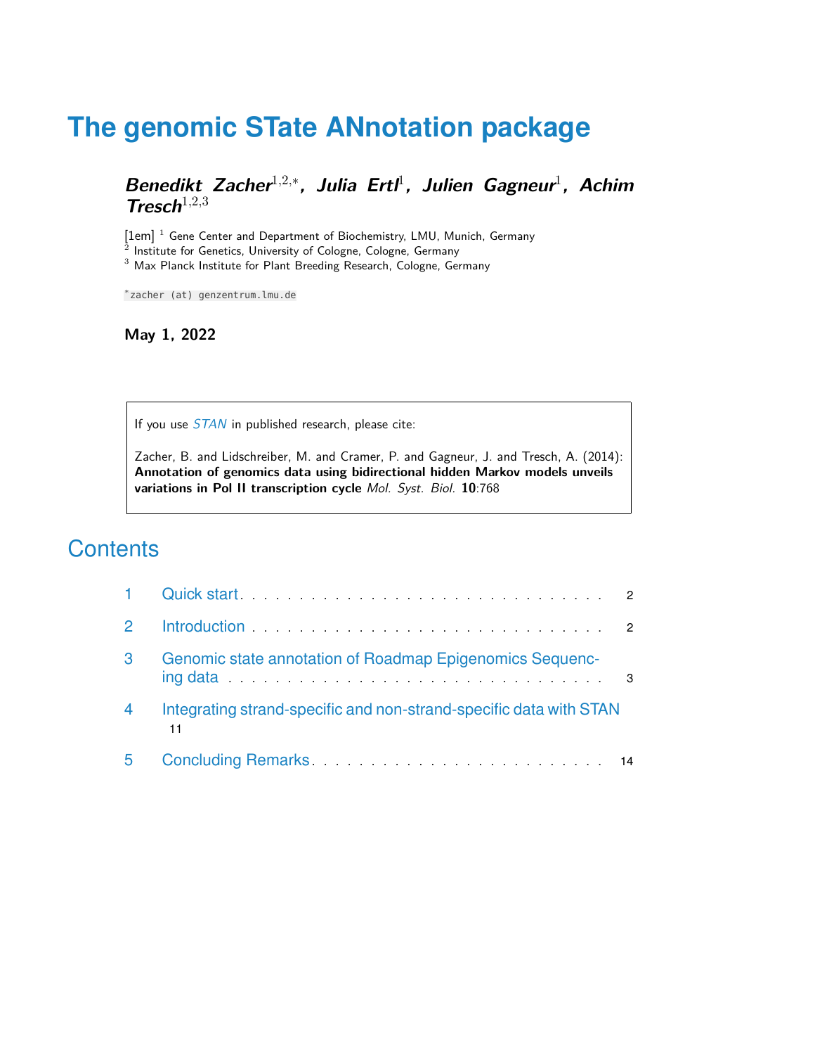# The genomic STate ANnotation package

***Benedikt Zacher***[1,2,*]**, *Julia Ertl***[1]**, *Julien Gagneur***[1]**, *Achim Tresch***[1,2,3]

[1em] [1] Gene Center and Department of Biochemistry, LMU, Munich, Germany
[2] Institute for Genetics, University of Cologne, Cologne, Germany
[3] Max Planck Institute for Plant Breeding Research, Cologne, Germany

[*]`zacher (at) genzentrum.lmu.de`

**May 1, 2022**

> If you use *STAN* in published research, please cite:
>
> Zacher, B. and Lidschreiber, M. and Cramer, P. and Gagneur, J. and Tresch, A. (2014): **Annotation of genomics data using bidirectional hidden Markov models unveils variations in Pol II transcription cycle** *Mol. Syst. Biol.* **10**:768

## Contents

1 Quick start . . . . . 2

2 Introduction . . . . . 2

3 Genomic state annotation of Roadmap Epigenomics Sequencing data . . . . . 3

4 Integrating strand-specific and non-strand-specific data with STAN 11

5 Concluding Remarks . . . . . 14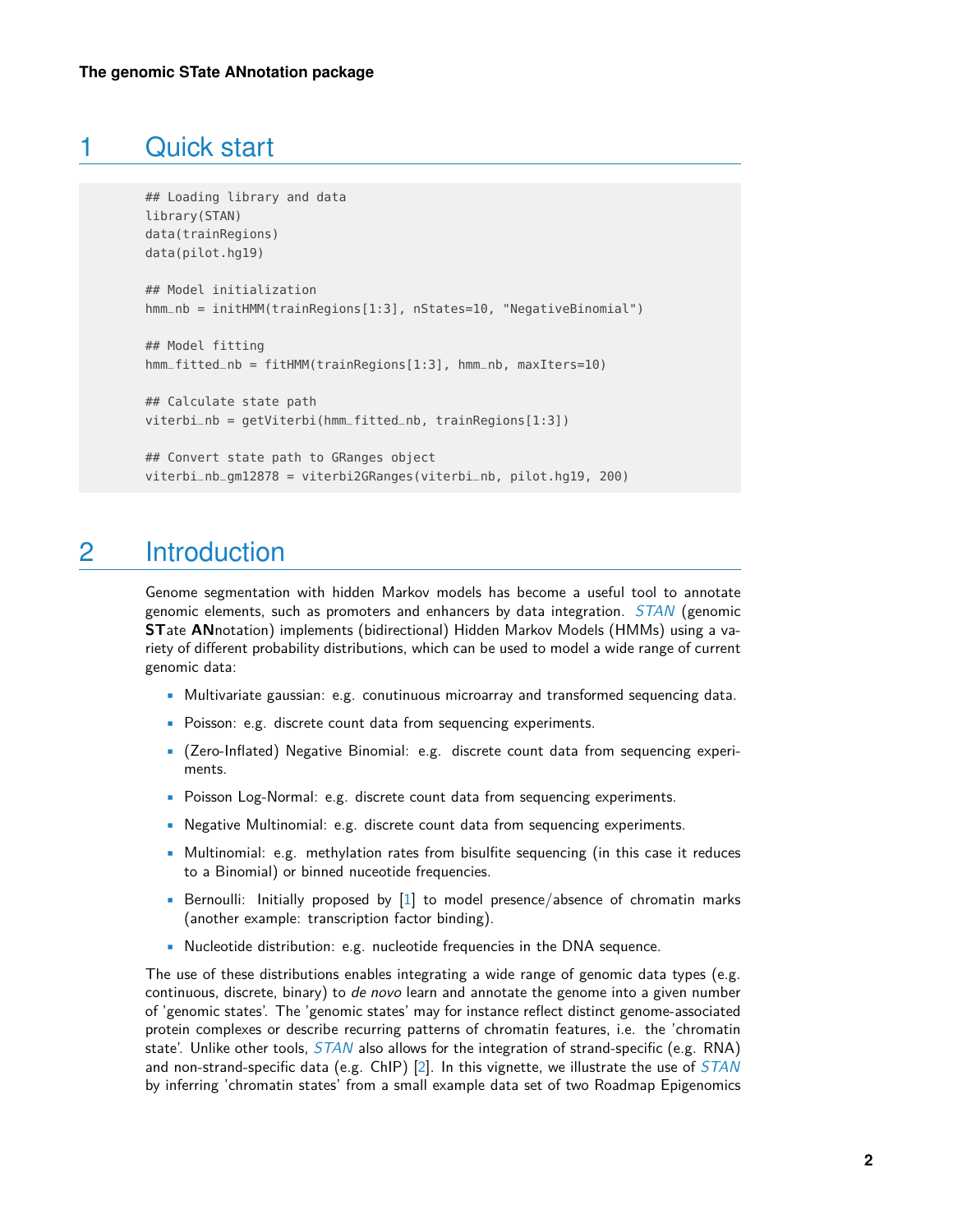# 1 Quick start

```
## Loading library and data
library(STAN)
data(trainRegions)
data(pilot.hg19)

## Model initialization
hmm_nb = initHMM(trainRegions[1:3], nStates=10, "NegativeBinomial")

## Model fitting
hmm_fitted_nb = fitHMM(trainRegions[1:3], hmm_nb, maxIters=10)

## Calculate state path
viterbi_nb = getViterbi(hmm_fitted_nb, trainRegions[1:3])

## Convert state path to GRanges object
viterbi_nb_gm12878 = viterbi2GRanges(viterbi_nb, pilot.hg19, 200)
```

# 2 Introduction

Genome segmentation with hidden Markov models has become a useful tool to annotate genomic elements, such as promoters and enhancers by data integration. *STAN* (genomic **ST**ate **AN**notation) implements (bidirectional) Hidden Markov Models (HMMs) using a variety of different probability distributions, which can be used to model a wide range of current genomic data:

- Multivariate gaussian: e.g. conutinuous microarray and transformed sequencing data.
- Poisson: e.g. discrete count data from sequencing experiments.
- (Zero-Inflated) Negative Binomial: e.g. discrete count data from sequencing experiments.
- Poisson Log-Normal: e.g. discrete count data from sequencing experiments.
- Negative Multinomial: e.g. discrete count data from sequencing experiments.
- Multinomial: e.g. methylation rates from bisulfite sequencing (in this case it reduces to a Binomial) or binned nuceotide frequencies.
- Bernoulli: Initially proposed by [1] to model presence/absence of chromatin marks (another example: transcription factor binding).
- Nucleotide distribution: e.g. nucleotide frequencies in the DNA sequence.

The use of these distributions enables integrating a wide range of genomic data types (e.g. continuous, discrete, binary) to *de novo* learn and annotate the genome into a given number of 'genomic states'. The 'genomic states' may for instance reflect distinct genome-associated protein complexes or describe recurring patterns of chromatin features, i.e. the 'chromatin state'. Unlike other tools, *STAN* also allows for the integration of strand-specific (e.g. RNA) and non-strand-specific data (e.g. ChIP) [2]. In this vignette, we illustrate the use of *STAN* by inferring 'chromatin states' from a small example data set of two Roadmap Epigenomics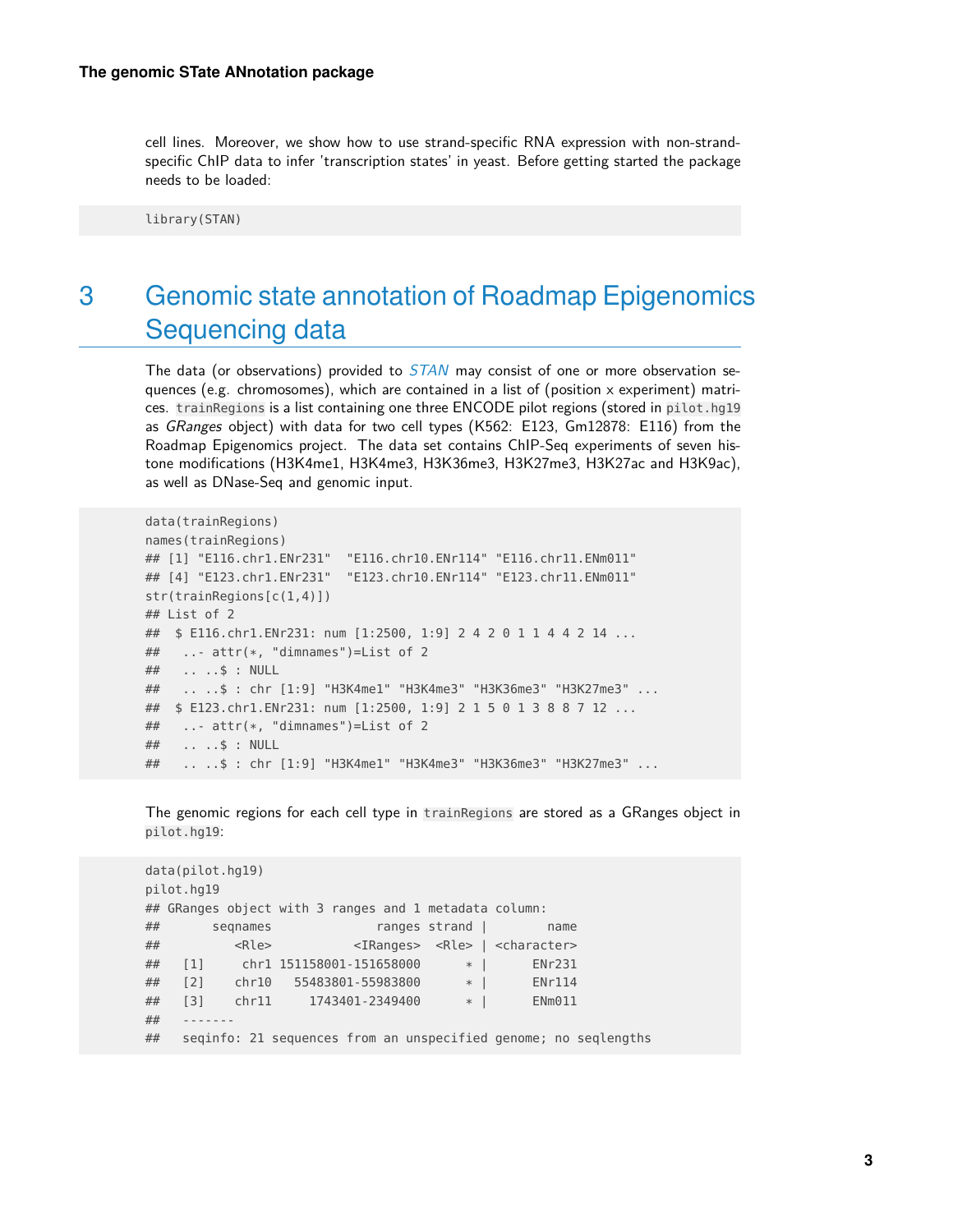cell lines. Moreover, we show how to use strand-specific RNA expression with non-strand-specific ChIP data to infer 'transcription states' in yeast. Before getting started the package needs to be loaded:

```
library(STAN)
```

# 3 Genomic state annotation of Roadmap Epigenomics Sequencing data

The data (or observations) provided to *STAN* may consist of one or more observation sequences (e.g. chromosomes), which are contained in a list of (position x experiment) matrices. `trainRegions` is a list containing one three ENCODE pilot regions (stored in `pilot.hg19` as *GRanges* object) with data for two cell types (K562: E123, Gm12878: E116) from the Roadmap Epigenomics project. The data set contains ChIP-Seq experiments of seven histone modifications (H3K4me1, H3K4me3, H3K36me3, H3K27me3, H3K27ac and H3K9ac), as well as DNase-Seq and genomic input.

```
data(trainRegions)
names(trainRegions)
## [1] "E116.chr1.ENr231"  "E116.chr10.ENr114" "E116.chr11.ENm011"
## [4] "E123.chr1.ENr231"  "E123.chr10.ENr114" "E123.chr11.ENm011"
str(trainRegions[c(1,4)])
## List of 2
##  $ E116.chr1.ENr231: num [1:2500, 1:9] 2 4 2 0 1 1 4 4 2 14 ...
##   ..- attr(*, "dimnames")=List of 2
##   .. ..$ : NULL
##   .. ..$ : chr [1:9] "H3K4me1" "H3K4me3" "H3K36me3" "H3K27me3" ...
##  $ E123.chr1.ENr231: num [1:2500, 1:9] 2 1 5 0 1 3 8 8 7 12 ...
##   ..- attr(*, "dimnames")=List of 2
##   .. ..$ : NULL
##   .. ..$ : chr [1:9] "H3K4me1" "H3K4me3" "H3K36me3" "H3K27me3" ...
```

The genomic regions for each cell type in `trainRegions` are stored as a GRanges object in `pilot.hg19`:

```
data(pilot.hg19)
pilot.hg19
## GRanges object with 3 ranges and 1 metadata column:
##       seqnames              ranges strand |        name
##          <Rle>           <IRanges>  <Rle> | <character>
##   [1]     chr1 151158001-151658000      * |      ENr231
##   [2]    chr10   55483801-55983800      * |      ENr114
##   [3]    chr11     1743401-2349400      * |      ENm011
##   -------
##   seqinfo: 21 sequences from an unspecified genome; no seqlengths
```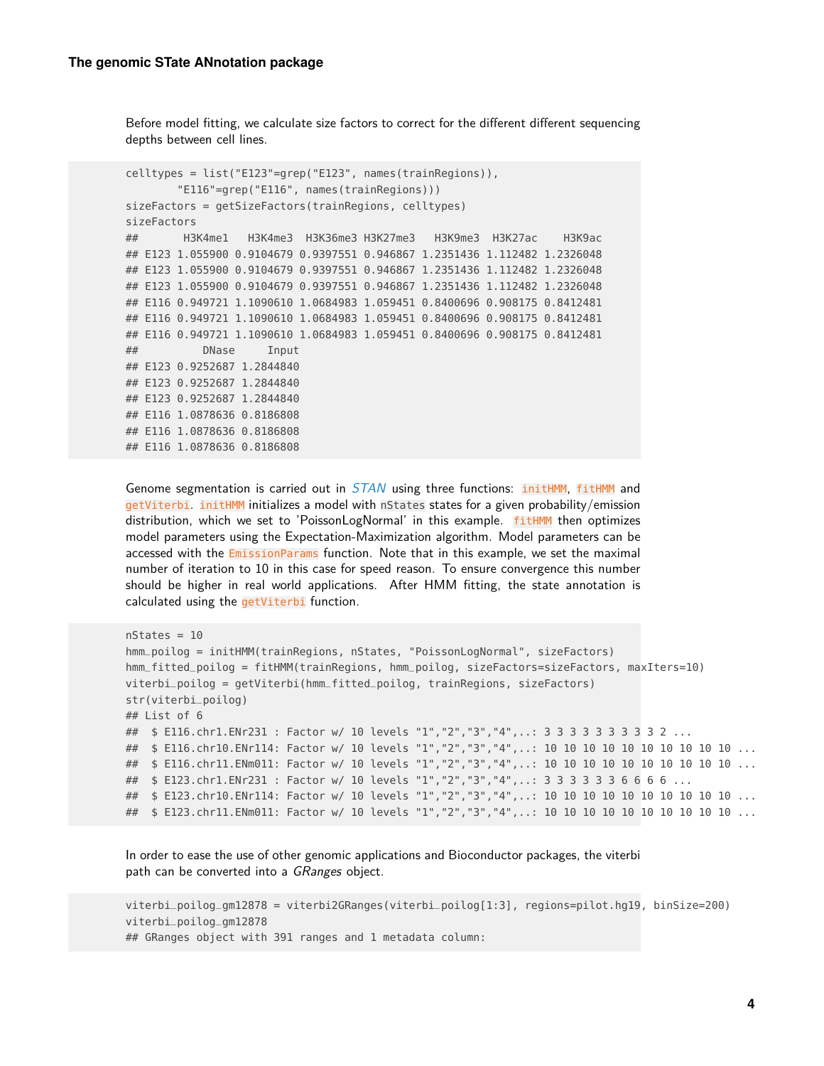Before model fitting, we calculate size factors to correct for the different different sequencing depths between cell lines.

```
celltypes = list("E123"=grep("E123", names(trainRegions)),
        "E116"=grep("E116", names(trainRegions)))
sizeFactors = getSizeFactors(trainRegions, celltypes)
sizeFactors
##       H3K4me1   H3K4me3  H3K36me3 H3K27me3   H3K9me3  H3K27ac    H3K9ac
## E123 1.055900 0.9104679 0.9397551 0.946867 1.2351436 1.112482 1.2326048
## E123 1.055900 0.9104679 0.9397551 0.946867 1.2351436 1.112482 1.2326048
## E123 1.055900 0.9104679 0.9397551 0.946867 1.2351436 1.112482 1.2326048
## E116 0.949721 1.1090610 1.0684983 1.059451 0.8400696 0.908175 0.8412481
## E116 0.949721 1.1090610 1.0684983 1.059451 0.8400696 0.908175 0.8412481
## E116 0.949721 1.1090610 1.0684983 1.059451 0.8400696 0.908175 0.8412481
##          DNase     Input
## E123 0.9252687 1.2844840
## E123 0.9252687 1.2844840
## E123 0.9252687 1.2844840
## E116 1.0878636 0.8186808
## E116 1.0878636 0.8186808
## E116 1.0878636 0.8186808
```

Genome segmentation is carried out in *STAN* using three functions: `initHMM`, `fitHMM` and `getViterbi`. `initHMM` initializes a model with `nStates` states for a given probability/emission distribution, which we set to 'PoissonLogNormal' in this example. `fitHMM` then optimizes model parameters using the Expectation-Maximization algorithm. Model parameters can be accessed with the `EmissionParams` function. Note that in this example, we set the maximal number of iteration to 10 in this case for speed reason. To ensure convergence this number should be higher in real world applications. After HMM fitting, the state annotation is calculated using the `getViterbi` function.

```
nStates = 10
hmm_poilog = initHMM(trainRegions, nStates, "PoissonLogNormal", sizeFactors)
hmm_fitted_poilog = fitHMM(trainRegions, hmm_poilog, sizeFactors=sizeFactors, maxIters=10)
viterbi_poilog = getViterbi(hmm_fitted_poilog, trainRegions, sizeFactors)
str(viterbi_poilog)
## List of 6
##  $ E116.chr1.ENr231 : Factor w/ 10 levels "1","2","3","4",..: 3 3 3 3 3 3 3 3 3 2 ...
##  $ E116.chr10.ENr114: Factor w/ 10 levels "1","2","3","4",..: 10 10 10 10 10 10 10 10 10 10 ...
##  $ E116.chr11.ENm011: Factor w/ 10 levels "1","2","3","4",..: 10 10 10 10 10 10 10 10 10 10 ...
##  $ E123.chr1.ENr231 : Factor w/ 10 levels "1","2","3","4",..: 3 3 3 3 3 3 6 6 6 6 ...
##  $ E123.chr10.ENr114: Factor w/ 10 levels "1","2","3","4",..: 10 10 10 10 10 10 10 10 10 10 ...
##  $ E123.chr11.ENm011: Factor w/ 10 levels "1","2","3","4",..: 10 10 10 10 10 10 10 10 10 10 ...
```

In order to ease the use of other genomic applications and Bioconductor packages, the viterbi path can be converted into a *GRanges* object.

```
viterbi_poilog_gm12878 = viterbi2GRanges(viterbi_poilog[1:3], regions=pilot.hg19, binSize=200)
viterbi_poilog_gm12878
## GRanges object with 391 ranges and 1 metadata column:
```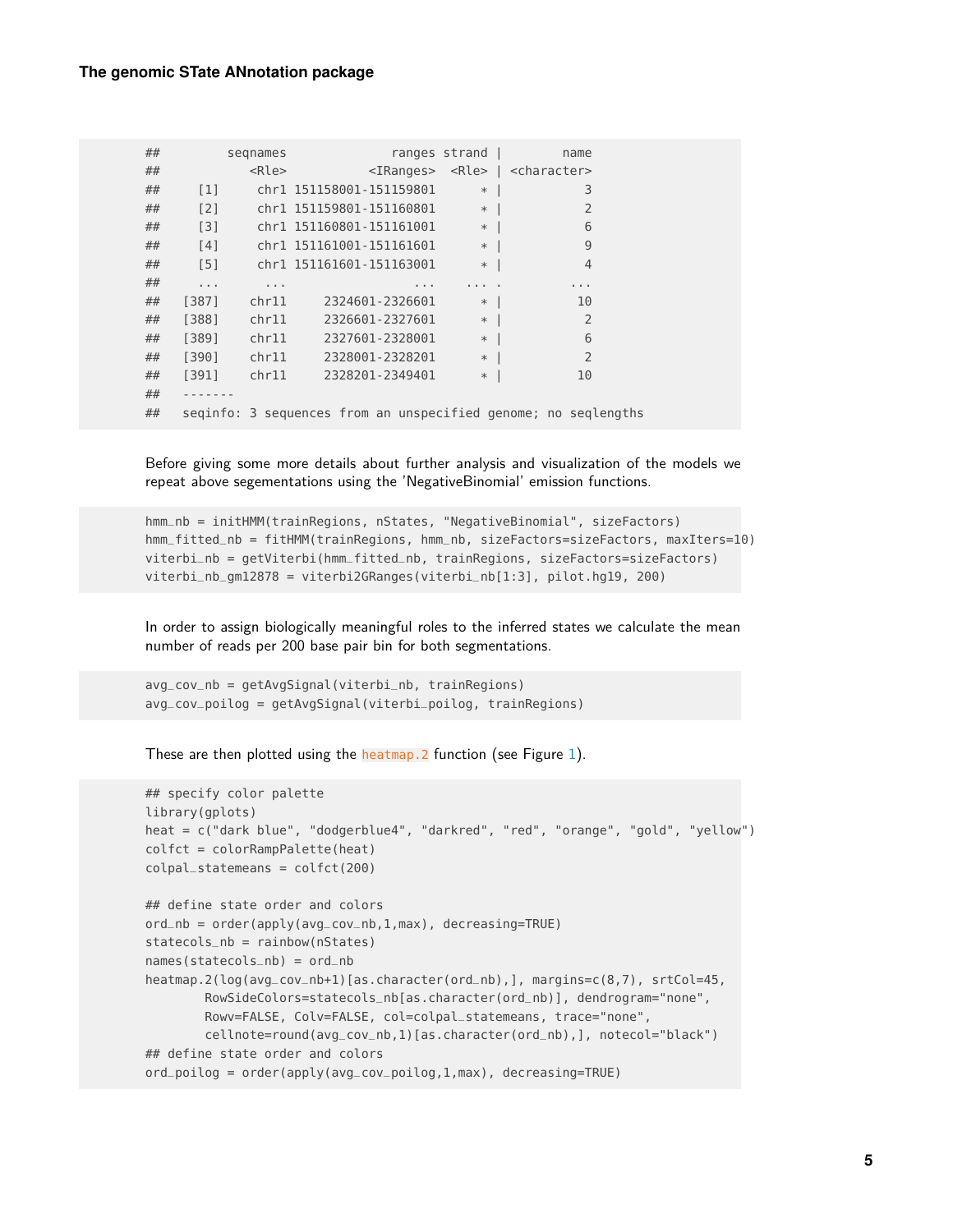```
##        seqnames             ranges strand |        name
##           <Rle>          <IRanges>  <Rle> | <character>
##     [1]     chr1 151158001-151159801      * |           3
##     [2]     chr1 151159801-151160801      * |           2
##     [3]     chr1 151160801-151161001      * |           6
##     [4]     chr1 151161001-151161601      * |           9
##     [5]     chr1 151161601-151163001      * |           4
##     ...      ...                 ...    ... .         ...
##   [387]    chr11     2324601-2326601      * |          10
##   [388]    chr11     2326601-2327601      * |           2
##   [389]    chr11     2327601-2328001      * |           6
##   [390]    chr11     2328001-2328201      * |           2
##   [391]    chr11     2328201-2349401      * |          10
##   -------
##   seqinfo: 3 sequences from an unspecified genome; no seqlengths
```

Before giving some more details about further analysis and visualization of the models we repeat above segementations using the 'NegativeBinomial' emission functions.

```
hmm_nb = initHMM(trainRegions, nStates, "NegativeBinomial", sizeFactors)
hmm_fitted_nb = fitHMM(trainRegions, hmm_nb, sizeFactors=sizeFactors, maxIters=10)
viterbi_nb = getViterbi(hmm_fitted_nb, trainRegions, sizeFactors=sizeFactors)
viterbi_nb_gm12878 = viterbi2GRanges(viterbi_nb[1:3], pilot.hg19, 200)
```

In order to assign biologically meaningful roles to the inferred states we calculate the mean number of reads per 200 base pair bin for both segmentations.

```
avg_cov_nb = getAvgSignal(viterbi_nb, trainRegions)
avg_cov_poilog = getAvgSignal(viterbi_poilog, trainRegions)
```

These are then plotted using the heatmap.2 function (see Figure 1).

```
## specify color palette
library(gplots)
heat = c("dark blue", "dodgerblue4", "darkred", "red", "orange", "gold", "yellow")
colfct = colorRampPalette(heat)
colpal_statemeans = colfct(200)

## define state order and colors
ord_nb = order(apply(avg_cov_nb,1,max), decreasing=TRUE)
statecols_nb = rainbow(nStates)
names(statecols_nb) = ord_nb
heatmap.2(log(avg_cov_nb+1)[as.character(ord_nb),], margins=c(8,7), srtCol=45,
        RowSideColors=statecols_nb[as.character(ord_nb)], dendrogram="none",
        Rowv=FALSE, Colv=FALSE, col=colpal_statemeans, trace="none",
        cellnote=round(avg_cov_nb,1)[as.character(ord_nb),], notecol="black")
## define state order and colors
ord_poilog = order(apply(avg_cov_poilog,1,max), decreasing=TRUE)
```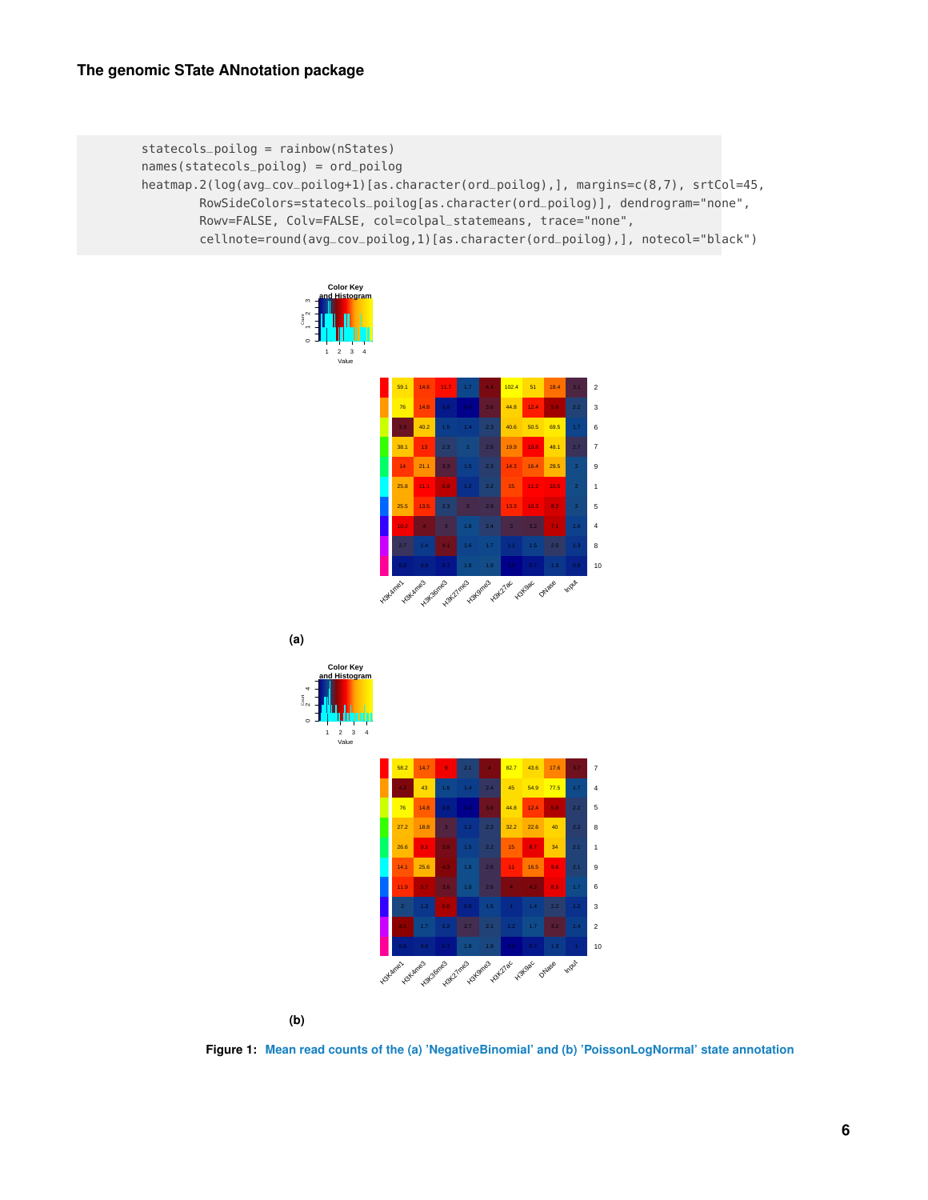```
statecols_poilog = rainbow(nStates)
names(statecols_poilog) = ord_poilog
heatmap.2(log(avg_cov_poilog+1)[as.character(ord_poilog),], margins=c(8,7), srtCol=45,
        RowSideColors=statecols_poilog[as.character(ord_poilog)], dendrogram="none",
        Rowv=FALSE, Colv=FALSE, col=colpal_statemeans, trace="none",
        cellnote=round(avg_cov_poilog,1)[as.character(ord_poilog),], notecol="black")
```

(a)

(b)

**Figure 1: Mean read counts of the (a) 'NegativeBinomial' and (b) 'PoissonLogNormal' state annotation**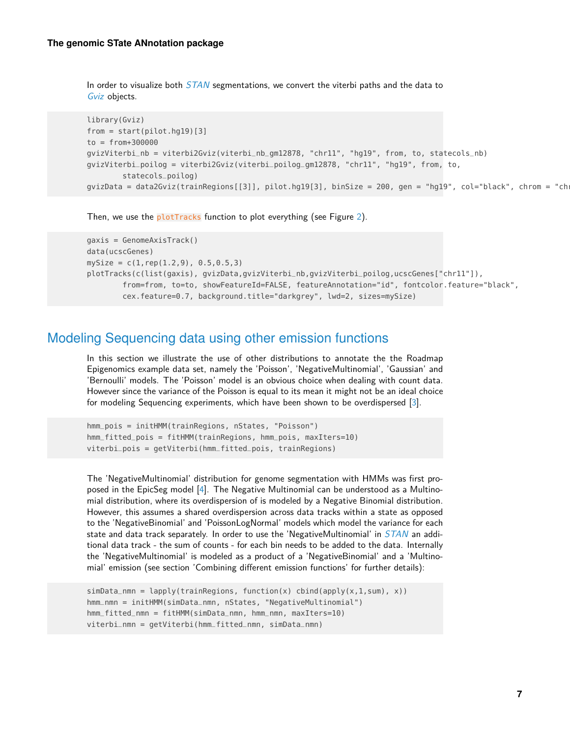In order to visualize both *STAN* segmentations, we convert the viterbi paths and the data to *Gviz* objects.

```
library(Gviz)
from = start(pilot.hg19)[3]
to = from+300000
gvizViterbi_nb = viterbi2Gviz(viterbi_nb_gm12878, "chr11", "hg19", from, to, statecols_nb)
gvizViterbi_poilog = viterbi2Gviz(viterbi_poilog_gm12878, "chr11", "hg19", from, to,
        statecols_poilog)
gvizData = data2Gviz(trainRegions[[3]], pilot.hg19[3], binSize = 200, gen = "hg19", col="black", chrom = "chr
```

Then, we use the `plotTracks` function to plot everything (see Figure 2).

```
gaxis = GenomeAxisTrack()
data(ucscGenes)
mySize = c(1,rep(1.2,9), 0.5,0.5,3)
plotTracks(c(list(gaxis), gvizData,gvizViterbi_nb,gvizViterbi_poilog,ucscGenes["chr11"]),
        from=from, to=to, showFeatureId=FALSE, featureAnnotation="id", fontcolor.feature="black",
        cex.feature=0.7, background.title="darkgrey", lwd=2, sizes=mySize)
```

## Modeling Sequencing data using other emission functions

In this section we illustrate the use of other distributions to annotate the the Roadmap Epigenomics example data set, namely the 'Poisson', 'NegativeMultinomial', 'Gaussian' and 'Bernoulli' models. The 'Poisson' model is an obvious choice when dealing with count data. However since the variance of the Poisson is equal to its mean it might not be an ideal choice for modeling Sequencing experiments, which have been shown to be overdispersed [3].

```
hmm_pois = initHMM(trainRegions, nStates, "Poisson")
hmm_fitted_pois = fitHMM(trainRegions, hmm_pois, maxIters=10)
viterbi_pois = getViterbi(hmm_fitted_pois, trainRegions)
```

The 'NegativeMultinomial' distribution for genome segmentation with HMMs was first proposed in the EpicSeg model [4]. The Negative Multinomial can be understood as a Multinomial distribution, where its overdispersion of is modeled by a Negative Binomial distribution. However, this assumes a shared overdispersion across data tracks within a state as opposed to the 'NegativeBinomial' and 'PoissonLogNormal' models which model the variance for each state and data track separately. In order to use the 'NegativeMultinomial' in *STAN* an additional data track - the sum of counts - for each bin needs to be added to the data. Internally the 'NegativeMultinomial' is modeled as a product of a 'NegativeBinomial' and a 'Multinomial' emission (see section 'Combining different emission functions' for further details):

```
simData_nmn = lapply(trainRegions, function(x) cbind(apply(x,1,sum), x))
hmm_nmn = initHMM(simData_nmn, nStates, "NegativeMultinomial")
hmm_fitted_nmn = fitHMM(simData_nmn, hmm_nmn, maxIters=10)
viterbi_nmn = getViterbi(hmm_fitted_nmn, simData_nmn)
```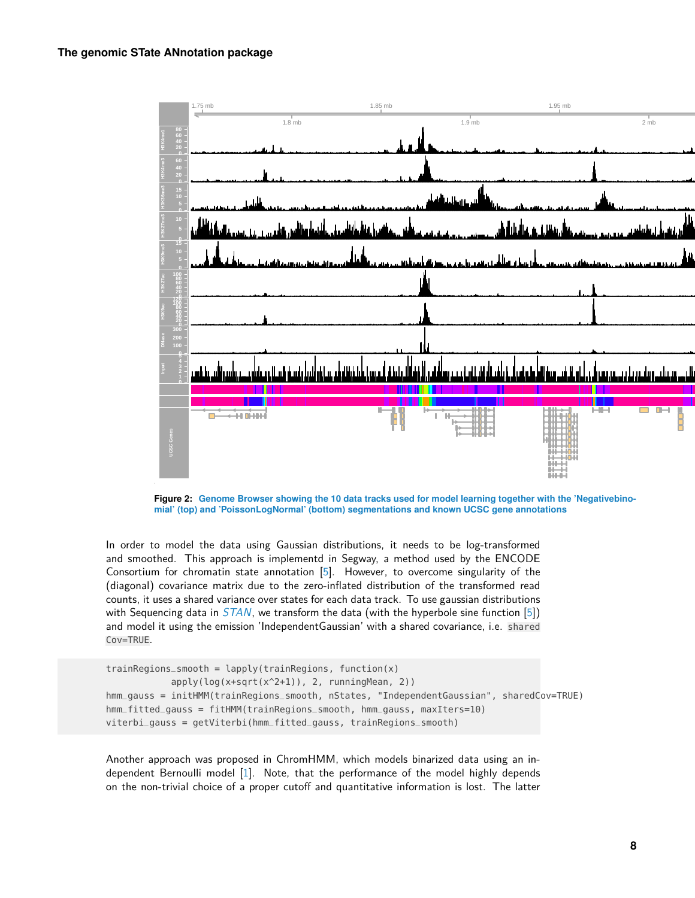Figure 2: Genome Browser showing the 10 data tracks used for model learning together with the 'Negativebinomial' (top) and 'PoissonLogNormal' (bottom) segmentations and known UCSC gene annotations

In order to model the data using Gaussian distributions, it needs to be log-transformed and smoothed. This approach is implementd in Segway, a method used by the ENCODE Consortium for chromatin state annotation [5]. However, to overcome singularity of the (diagonal) covariance matrix due to the zero-inflated distribution of the transformed read counts, it uses a shared variance over states for each data track. To use gaussian distributions with Sequencing data in *STAN*, we transform the data (with the hyperbole sine function [5]) and model it using the emission 'IndependentGaussian' with a shared covariance, i.e. `sharedCov=TRUE`.

```
trainRegions_smooth = lapply(trainRegions, function(x)
            apply(log(x+sqrt(x^2+1)), 2, runningMean, 2))
hmm_gauss = initHMM(trainRegions_smooth, nStates, "IndependentGaussian", sharedCov=TRUE)
hmm_fitted_gauss = fitHMM(trainRegions_smooth, hmm_gauss, maxIters=10)
viterbi_gauss = getViterbi(hmm_fitted_gauss, trainRegions_smooth)
```

Another approach was proposed in ChromHMM, which models binarized data using an independent Bernoulli model [1]. Note, that the performance of the model highly depends on the non-trivial choice of a proper cutoff and quantitative information is lost. The latter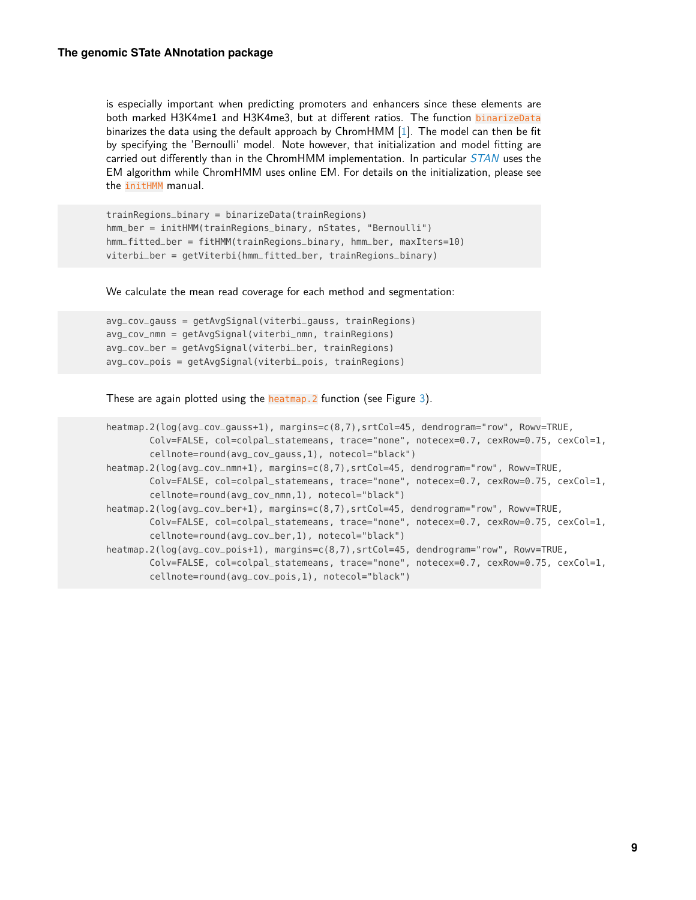is especially important when predicting promoters and enhancers since these elements are both marked H3K4me1 and H3K4me3, but at different ratios. The function binarizeData binarizes the data using the default approach by ChromHMM [1]. The model can then be fit by specifying the 'Bernoulli' model. Note however, that initialization and model fitting are carried out differently than in the ChromHMM implementation. In particular *STAN* uses the EM algorithm while ChromHMM uses online EM. For details on the initialization, please see the initHMM manual.

```
trainRegions_binary = binarizeData(trainRegions)
hmm_ber = initHMM(trainRegions_binary, nStates, "Bernoulli")
hmm_fitted_ber = fitHMM(trainRegions_binary, hmm_ber, maxIters=10)
viterbi_ber = getViterbi(hmm_fitted_ber, trainRegions_binary)
```

We calculate the mean read coverage for each method and segmentation:

```
avg_cov_gauss = getAvgSignal(viterbi_gauss, trainRegions)
avg_cov_nmn = getAvgSignal(viterbi_nmn, trainRegions)
avg_cov_ber = getAvgSignal(viterbi_ber, trainRegions)
avg_cov_pois = getAvgSignal(viterbi_pois, trainRegions)
```

These are again plotted using the heatmap.2 function (see Figure 3).

```
heatmap.2(log(avg_cov_gauss+1), margins=c(8,7),srtCol=45, dendrogram="row", Rowv=TRUE,
        Colv=FALSE, col=colpal_statemeans, trace="none", notecex=0.7, cexRow=0.75, cexCol=1,
        cellnote=round(avg_cov_gauss,1), notecol="black")
heatmap.2(log(avg_cov_nmn+1), margins=c(8,7),srtCol=45, dendrogram="row", Rowv=TRUE,
        Colv=FALSE, col=colpal_statemeans, trace="none", notecex=0.7, cexRow=0.75, cexCol=1,
        cellnote=round(avg_cov_nmn,1), notecol="black")
heatmap.2(log(avg_cov_ber+1), margins=c(8,7),srtCol=45, dendrogram="row", Rowv=TRUE,
        Colv=FALSE, col=colpal_statemeans, trace="none", notecex=0.7, cexRow=0.75, cexCol=1,
        cellnote=round(avg_cov_ber,1), notecol="black")
heatmap.2(log(avg_cov_pois+1), margins=c(8,7),srtCol=45, dendrogram="row", Rowv=TRUE,
        Colv=FALSE, col=colpal_statemeans, trace="none", notecex=0.7, cexRow=0.75, cexCol=1,
        cellnote=round(avg_cov_pois,1), notecol="black")
```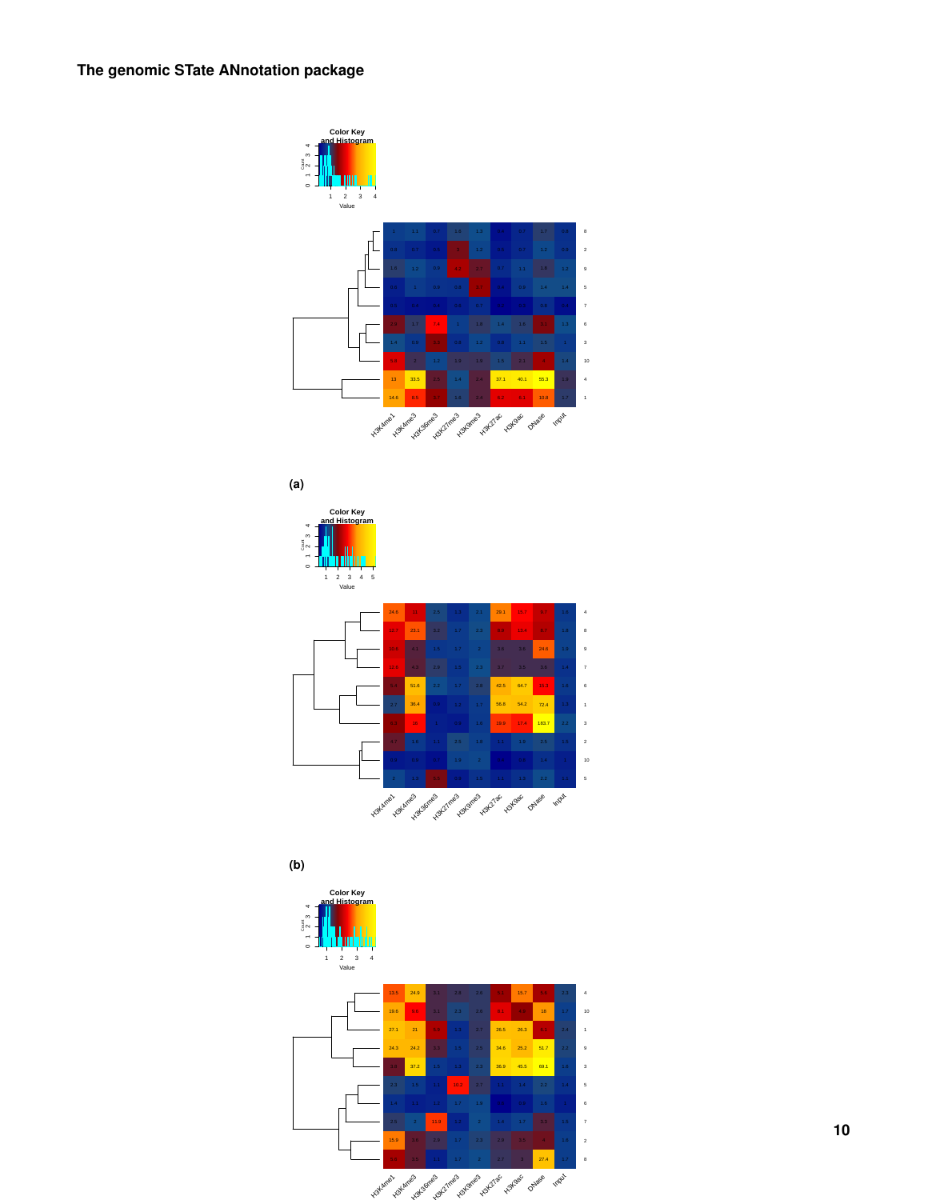(a)

(b)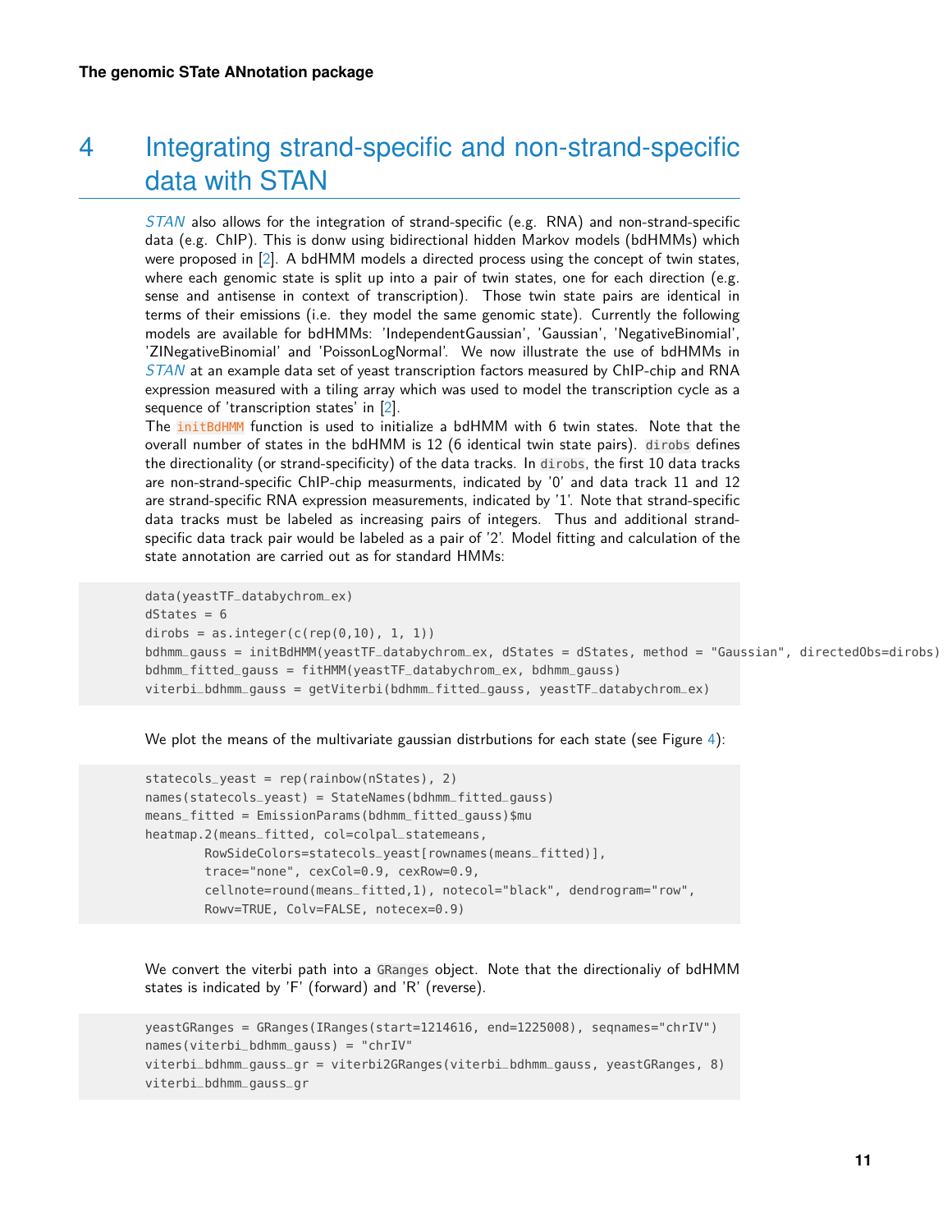# 4 Integrating strand-specific and non-strand-specific data with STAN

*STAN* also allows for the integration of strand-specific (e.g. RNA) and non-strand-specific data (e.g. ChIP). This is donw using bidirectional hidden Markov models (bdHMMs) which were proposed in [2]. A bdHMM models a directed process using the concept of twin states, where each genomic state is split up into a pair of twin states, one for each direction (e.g. sense and antisense in context of transcription). Those twin state pairs are identical in terms of their emissions (i.e. they model the same genomic state). Currently the following models are available for bdHMMs: 'IndependentGaussian', 'Gaussian', 'NegativeBinomial', 'ZINegativeBinomial' and 'PoissonLogNormal'. We now illustrate the use of bdHMMs in *STAN* at an example data set of yeast transcription factors measured by ChIP-chip and RNA expression measured with a tiling array which was used to model the transcription cycle as a sequence of 'transcription states' in [2].

The `initBdHMM` function is used to initialize a bdHMM with 6 twin states. Note that the overall number of states in the bdHMM is 12 (6 identical twin state pairs). `dirobs` defines the directionality (or strand-specificity) of the data tracks. In `dirobs`, the first 10 data tracks are non-strand-specific ChIP-chip measurments, indicated by '0' and data track 11 and 12 are strand-specific RNA expression measurements, indicated by '1'. Note that strand-specific data tracks must be labeled as increasing pairs of integers. Thus and additional strand-specific data track pair would be labeled as a pair of '2'. Model fitting and calculation of the state annotation are carried out as for standard HMMs:

```
data(yeastTF_databychrom_ex)
dStates = 6
dirobs = as.integer(c(rep(0,10), 1, 1))
bdhmm_gauss = initBdHMM(yeastTF_databychrom_ex, dStates = dStates, method = "Gaussian", directedObs=dirobs)
bdhmm_fitted_gauss = fitHMM(yeastTF_databychrom_ex, bdhmm_gauss)
viterbi_bdhmm_gauss = getViterbi(bdhmm_fitted_gauss, yeastTF_databychrom_ex)
```

We plot the means of the multivariate gaussian distrbutions for each state (see Figure 4):

```
statecols_yeast = rep(rainbow(nStates), 2)
names(statecols_yeast) = StateNames(bdhmm_fitted_gauss)
means_fitted = EmissionParams(bdhmm_fitted_gauss)$mu
heatmap.2(means_fitted, col=colpal_statemeans,
        RowSideColors=statecols_yeast[rownames(means_fitted)],
        trace="none", cexCol=0.9, cexRow=0.9,
        cellnote=round(means_fitted,1), notecol="black", dendrogram="row",
        Rowv=TRUE, Colv=FALSE, notecex=0.9)
```

We convert the viterbi path into a `GRanges` object. Note that the directionaliy of bdHMM states is indicated by 'F' (forward) and 'R' (reverse).

```
yeastGRanges = GRanges(IRanges(start=1214616, end=1225008), seqnames="chrIV")
names(viterbi_bdhmm_gauss) = "chrIV"
viterbi_bdhmm_gauss_gr = viterbi2GRanges(viterbi_bdhmm_gauss, yeastGRanges, 8)
viterbi_bdhmm_gauss_gr
```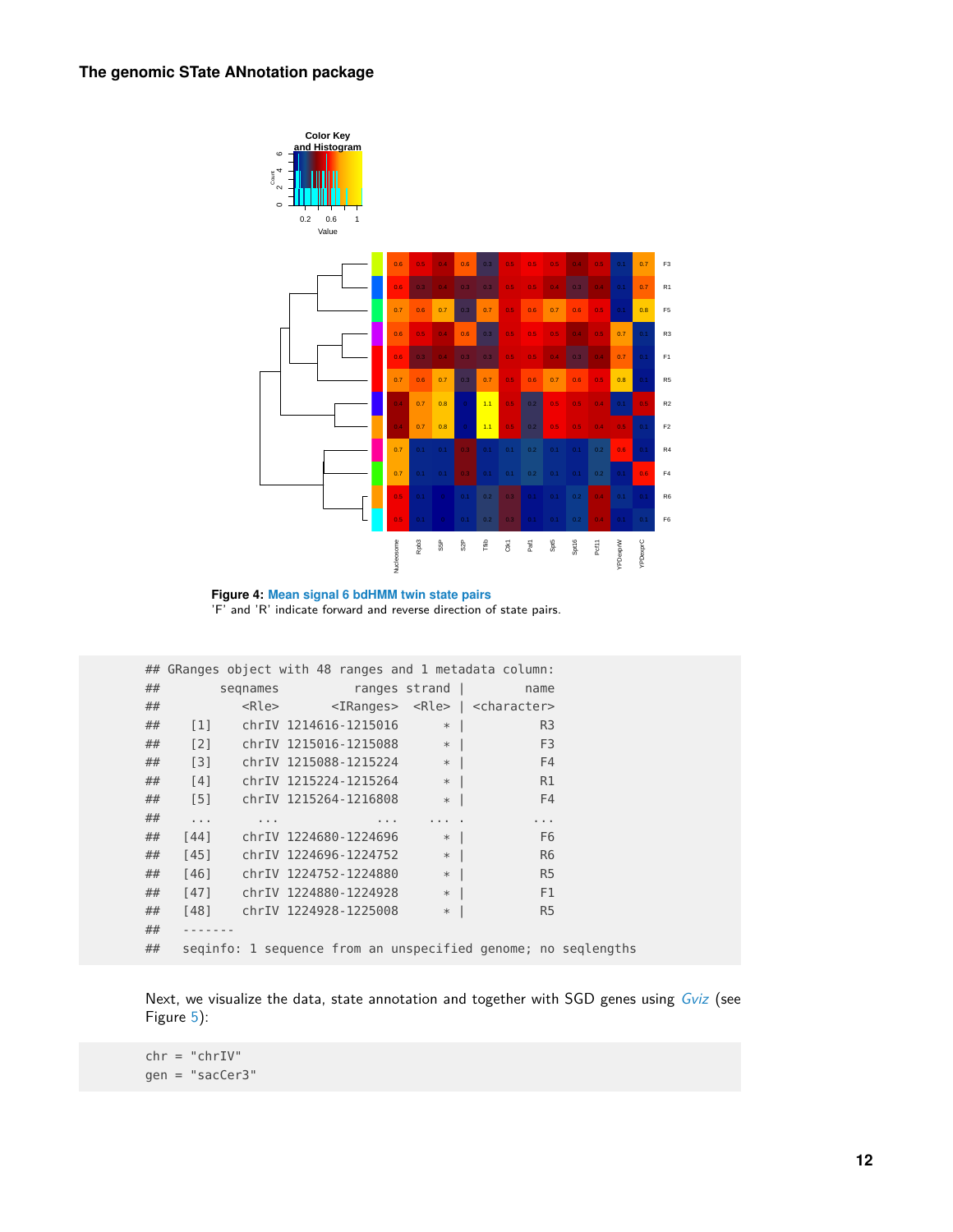Figure 4: Mean signal 6 bdHMM twin state pairs
'F' and 'R' indicate forward and reverse direction of state pairs.

```
## GRanges object with 48 ranges and 1 metadata column:
##        seqnames          ranges strand |        name
##           <Rle>       <IRanges>  <Rle> | <character>
##    [1]    chrIV 1214616-1215016      * |          R3
##    [2]    chrIV 1215016-1215088      * |          F3
##    [3]    chrIV 1215088-1215224      * |          F4
##    [4]    chrIV 1215224-1215264      * |          R1
##    [5]    chrIV 1215264-1216808      * |          F4
##    ...      ...             ...    ... .         ...
##   [44]    chrIV 1224680-1224696      * |          F6
##   [45]    chrIV 1224696-1224752      * |          R6
##   [46]    chrIV 1224752-1224880      * |          R5
##   [47]    chrIV 1224880-1224928      * |          F1
##   [48]    chrIV 1224928-1225008      * |          R5
##   -------
##   seqinfo: 1 sequence from an unspecified genome; no seqlengths
```

Next, we visualize the data, state annotation and together with SGD genes using *Gviz* (see Figure 5):

```
chr = "chrIV"
gen = "sacCer3"
```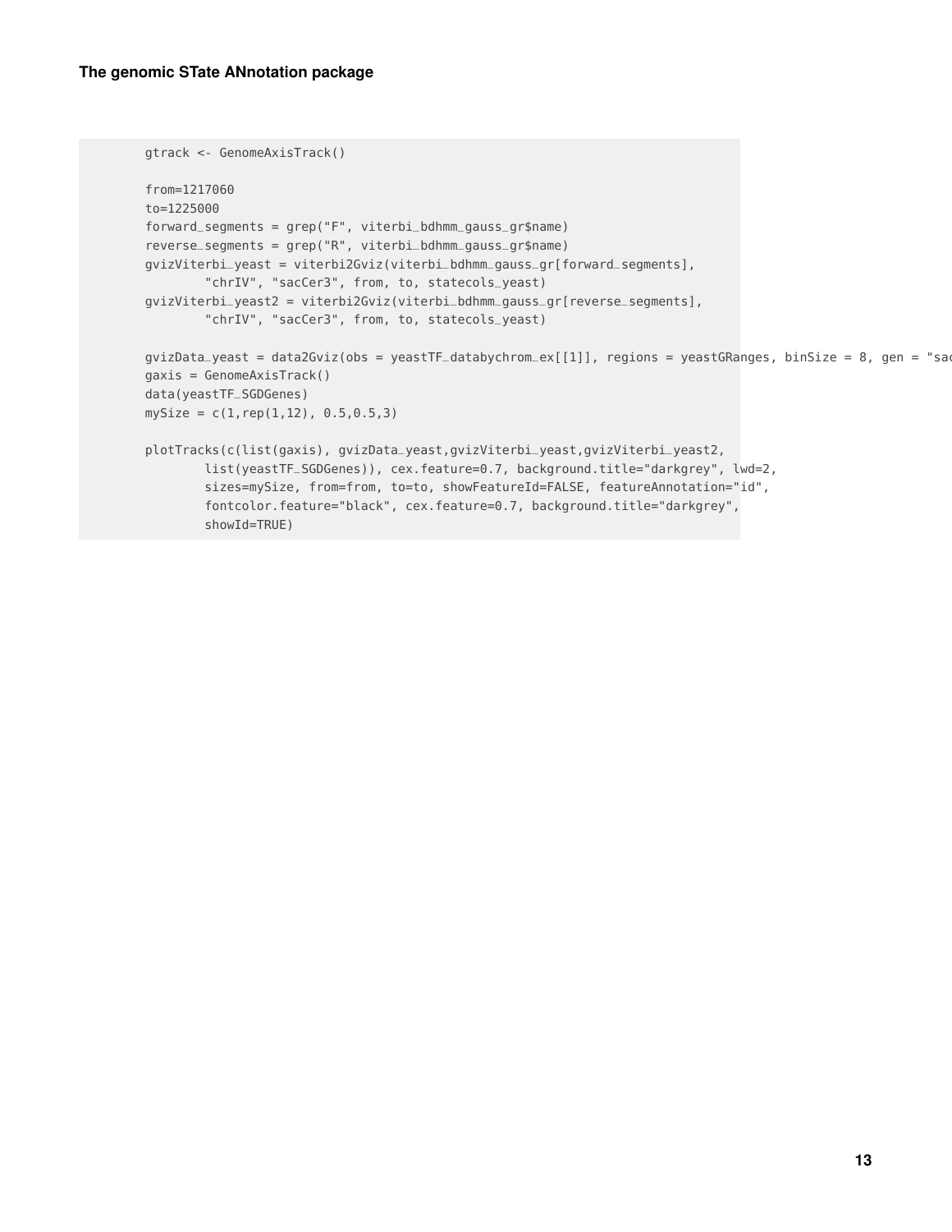```
gtrack <- GenomeAxisTrack()

from=1217060
to=1225000
forward_segments = grep("F", viterbi_bdhmm_gauss_gr$name)
reverse_segments = grep("R", viterbi_bdhmm_gauss_gr$name)
gvizViterbi_yeast = viterbi2Gviz(viterbi_bdhmm_gauss_gr[forward_segments],
        "chrIV", "sacCer3", from, to, statecols_yeast)
gvizViterbi_yeast2 = viterbi2Gviz(viterbi_bdhmm_gauss_gr[reverse_segments],
        "chrIV", "sacCer3", from, to, statecols_yeast)

gvizData_yeast = data2Gviz(obs = yeastTF_databychrom_ex[[1]], regions = yeastGRanges, binSize = 8, gen = "sac
gaxis = GenomeAxisTrack()
data(yeastTF_SGDGenes)
mySize = c(1,rep(1,12), 0.5,0.5,3)

plotTracks(c(list(gaxis), gvizData_yeast,gvizViterbi_yeast,gvizViterbi_yeast2,
        list(yeastTF_SGDGenes)), cex.feature=0.7, background.title="darkgrey", lwd=2,
        sizes=mySize, from=from, to=to, showFeatureId=FALSE, featureAnnotation="id",
        fontcolor.feature="black", cex.feature=0.7, background.title="darkgrey",
        showId=TRUE)
```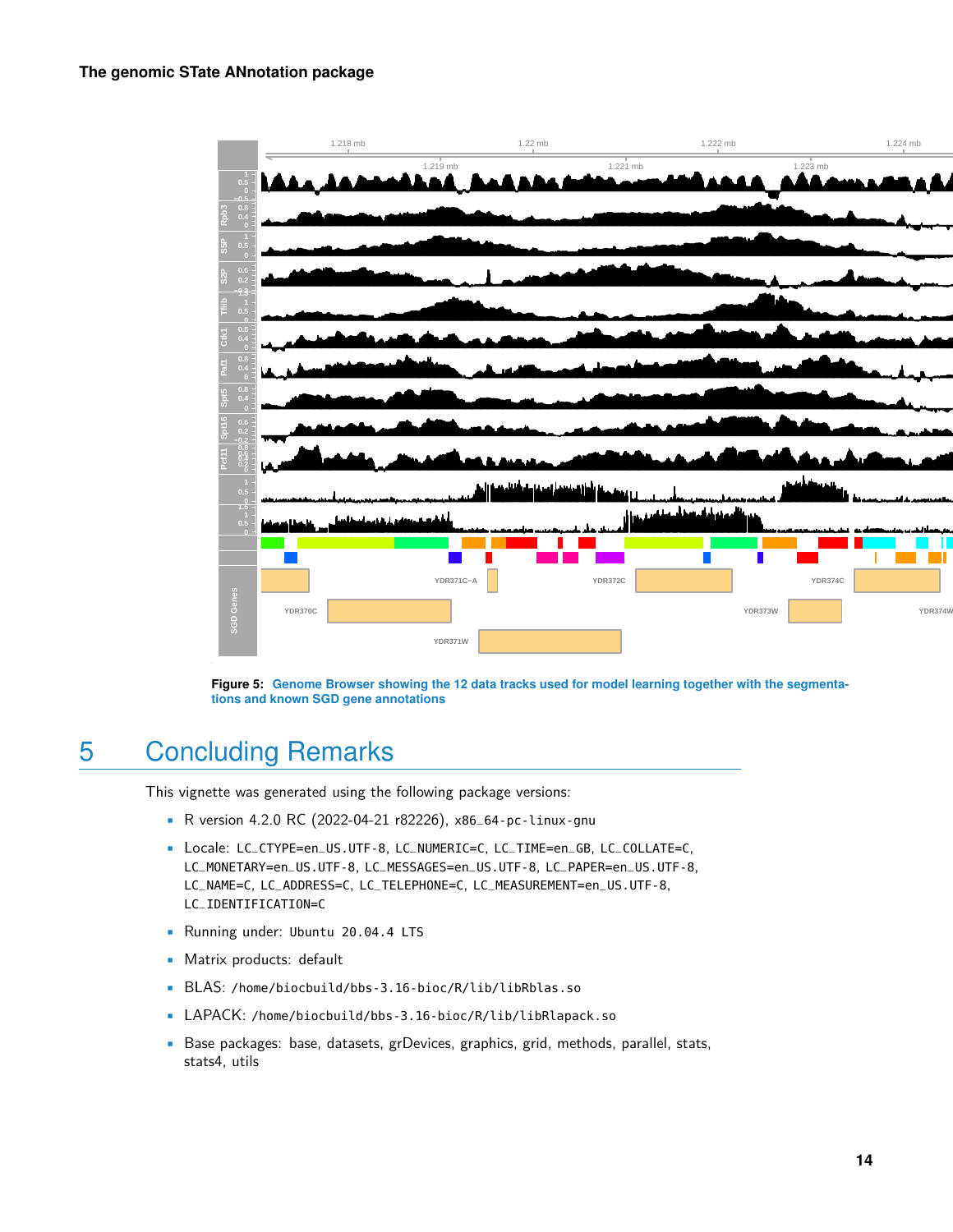Figure 5: Genome Browser showing the 12 data tracks used for model learning together with the segmentations and known SGD gene annotations

# 5 Concluding Remarks

This vignette was generated using the following package versions:

- R version 4.2.0 RC (2022-04-21 r82226), x86_64-pc-linux-gnu
- Locale: LC_CTYPE=en_US.UTF-8, LC_NUMERIC=C, LC_TIME=en_GB, LC_COLLATE=C, LC_MONETARY=en_US.UTF-8, LC_MESSAGES=en_US.UTF-8, LC_PAPER=en_US.UTF-8, LC_NAME=C, LC_ADDRESS=C, LC_TELEPHONE=C, LC_MEASUREMENT=en_US.UTF-8, LC_IDENTIFICATION=C
- Running under: Ubuntu 20.04.4 LTS
- Matrix products: default
- BLAS: /home/biocbuild/bbs-3.16-bioc/R/lib/libRblas.so
- LAPACK: /home/biocbuild/bbs-3.16-bioc/R/lib/libRlapack.so
- Base packages: base, datasets, grDevices, graphics, grid, methods, parallel, stats, stats4, utils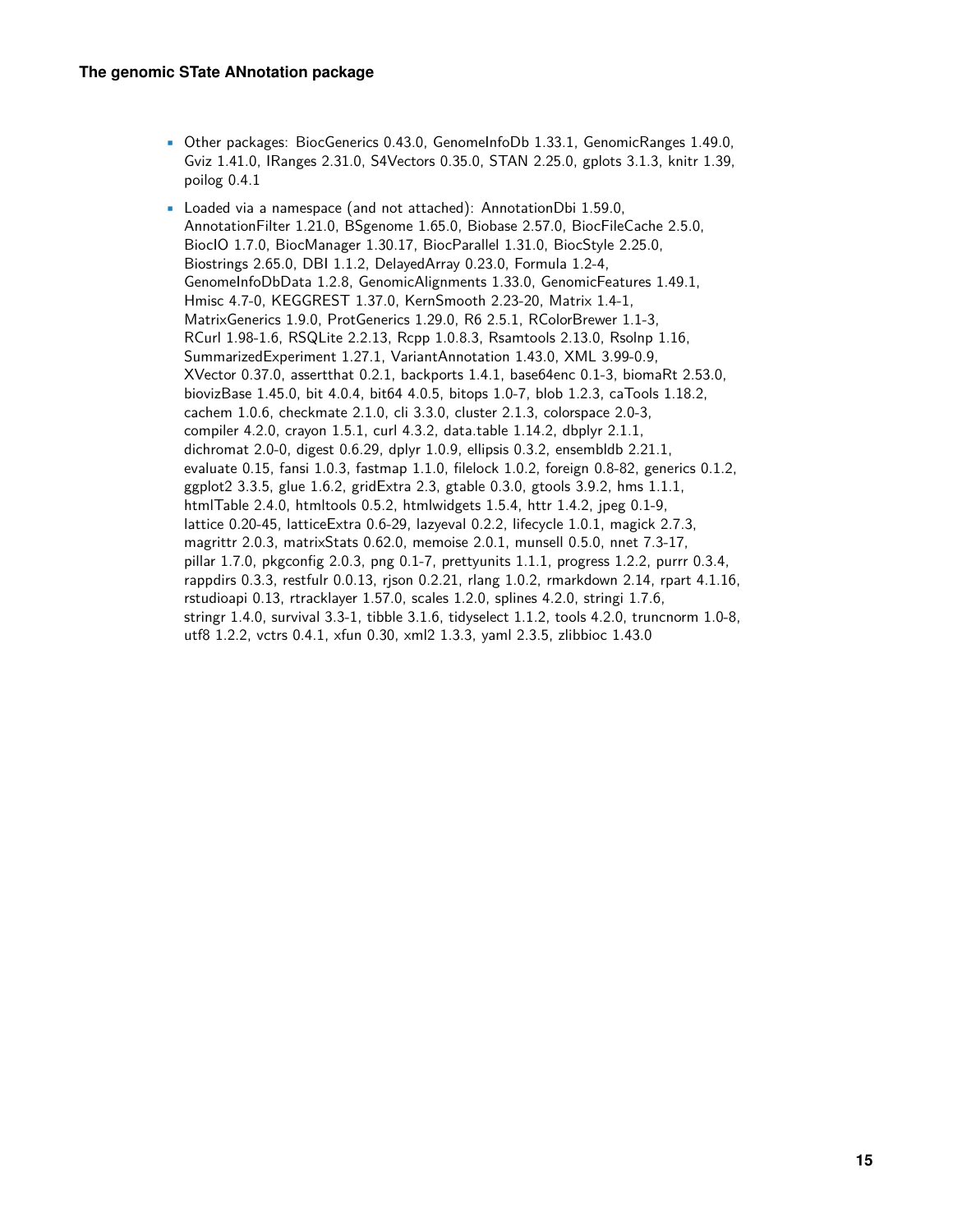- Other packages: BiocGenerics 0.43.0, GenomeInfoDb 1.33.1, GenomicRanges 1.49.0, Gviz 1.41.0, IRanges 2.31.0, S4Vectors 0.35.0, STAN 2.25.0, gplots 3.1.3, knitr 1.39, poilog 0.4.1
- Loaded via a namespace (and not attached): AnnotationDbi 1.59.0, AnnotationFilter 1.21.0, BSgenome 1.65.0, Biobase 2.57.0, BiocFileCache 2.5.0, BiocIO 1.7.0, BiocManager 1.30.17, BiocParallel 1.31.0, BiocStyle 2.25.0, Biostrings 2.65.0, DBI 1.1.2, DelayedArray 0.23.0, Formula 1.2-4, GenomeInfoDbData 1.2.8, GenomicAlignments 1.33.0, GenomicFeatures 1.49.1, Hmisc 4.7-0, KEGGREST 1.37.0, KernSmooth 2.23-20, Matrix 1.4-1, MatrixGenerics 1.9.0, ProtGenerics 1.29.0, R6 2.5.1, RColorBrewer 1.1-3, RCurl 1.98-1.6, RSQLite 2.2.13, Rcpp 1.0.8.3, Rsamtools 2.13.0, Rsolnp 1.16, SummarizedExperiment 1.27.1, VariantAnnotation 1.43.0, XML 3.99-0.9, XVector 0.37.0, assertthat 0.2.1, backports 1.4.1, base64enc 0.1-3, biomaRt 2.53.0, biovizBase 1.45.0, bit 4.0.4, bit64 4.0.5, bitops 1.0-7, blob 1.2.3, caTools 1.18.2, cachem 1.0.6, checkmate 2.1.0, cli 3.3.0, cluster 2.1.3, colorspace 2.0-3, compiler 4.2.0, crayon 1.5.1, curl 4.3.2, data.table 1.14.2, dbplyr 2.1.1, dichromat 2.0-0, digest 0.6.29, dplyr 1.0.9, ellipsis 0.3.2, ensembldb 2.21.1, evaluate 0.15, fansi 1.0.3, fastmap 1.1.0, filelock 1.0.2, foreign 0.8-82, generics 0.1.2, ggplot2 3.3.5, glue 1.6.2, gridExtra 2.3, gtable 0.3.0, gtools 3.9.2, hms 1.1.1, htmlTable 2.4.0, htmltools 0.5.2, htmlwidgets 1.5.4, httr 1.4.2, jpeg 0.1-9, lattice 0.20-45, latticeExtra 0.6-29, lazyeval 0.2.2, lifecycle 1.0.1, magick 2.7.3, magrittr 2.0.3, matrixStats 0.62.0, memoise 2.0.1, munsell 0.5.0, nnet 7.3-17, pillar 1.7.0, pkgconfig 2.0.3, png 0.1-7, prettyunits 1.1.1, progress 1.2.2, purrr 0.3.4, rappdirs 0.3.3, restfulr 0.0.13, rjson 0.2.21, rlang 1.0.2, rmarkdown 2.14, rpart 4.1.16, rstudioapi 0.13, rtracklayer 1.57.0, scales 1.2.0, splines 4.2.0, stringi 1.7.6, stringr 1.4.0, survival 3.3-1, tibble 3.1.6, tidyselect 1.1.2, tools 4.2.0, truncnorm 1.0-8, utf8 1.2.2, vctrs 0.4.1, xfun 0.30, xml2 1.3.3, yaml 2.3.5, zlibbioc 1.43.0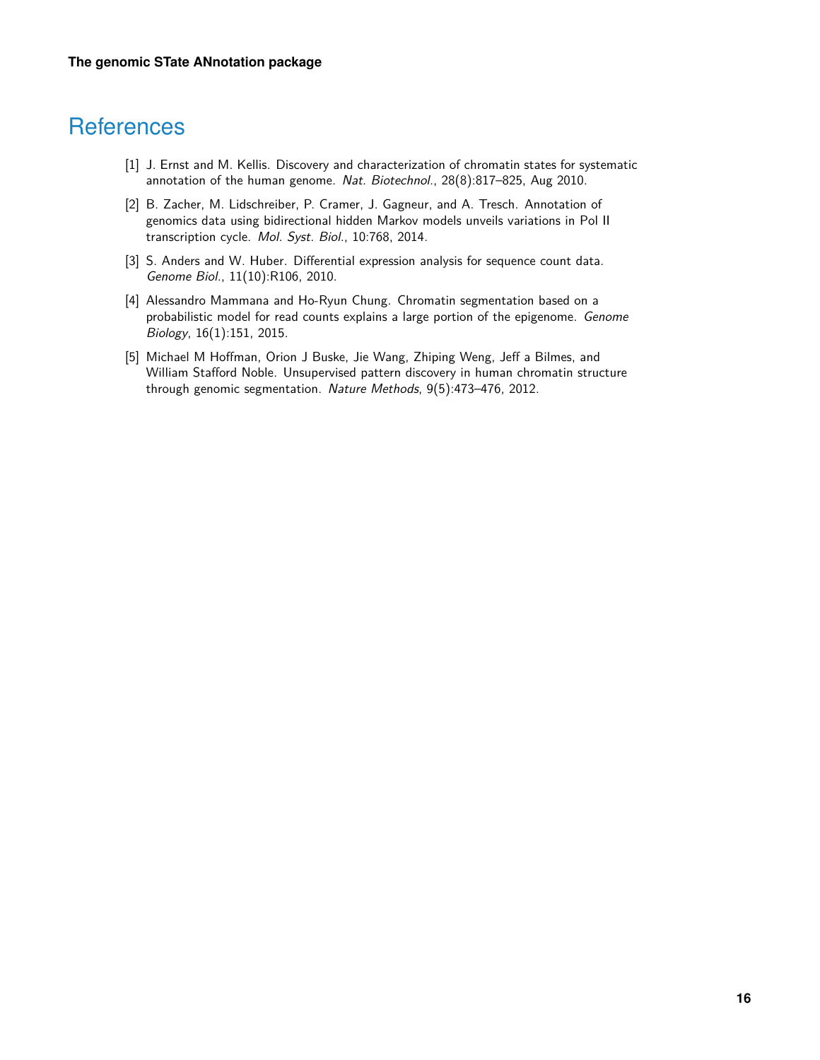# References

[1] J. Ernst and M. Kellis. Discovery and characterization of chromatin states for systematic annotation of the human genome. *Nat. Biotechnol.*, 28(8):817–825, Aug 2010.

[2] B. Zacher, M. Lidschreiber, P. Cramer, J. Gagneur, and A. Tresch. Annotation of genomics data using bidirectional hidden Markov models unveils variations in Pol II transcription cycle. *Mol. Syst. Biol.*, 10:768, 2014.

[3] S. Anders and W. Huber. Differential expression analysis for sequence count data. *Genome Biol.*, 11(10):R106, 2010.

[4] Alessandro Mammana and Ho-Ryun Chung. Chromatin segmentation based on a probabilistic model for read counts explains a large portion of the epigenome. *Genome Biology*, 16(1):151, 2015.

[5] Michael M Hoffman, Orion J Buske, Jie Wang, Zhiping Weng, Jeff a Bilmes, and William Stafford Noble. Unsupervised pattern discovery in human chromatin structure through genomic segmentation. *Nature Methods*, 9(5):473–476, 2012.